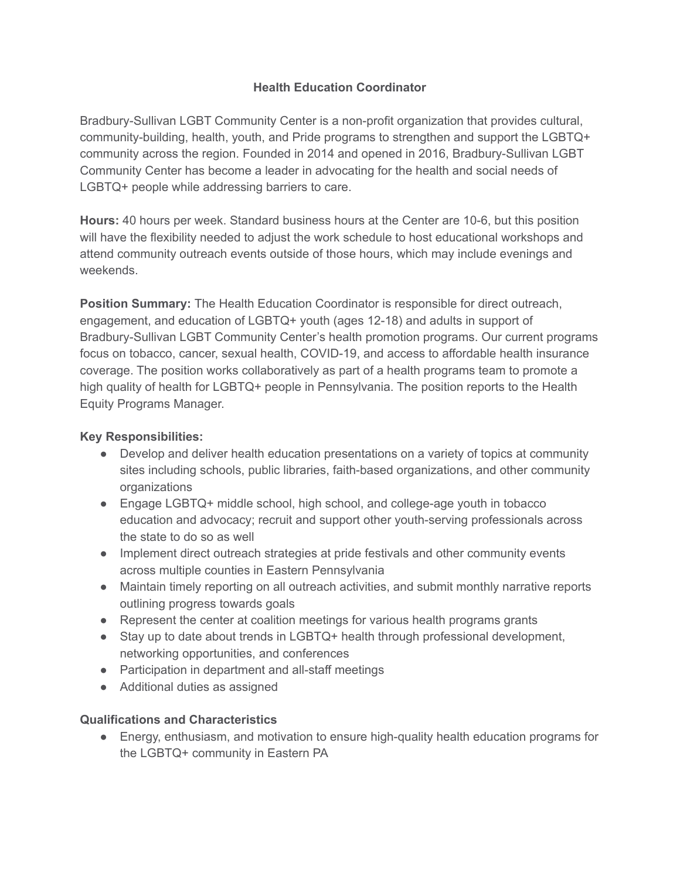# Health Education Coordinator

Bradbury-Sullivan LGBT Community Center is a non-profit organization that provides cultural, community-building, health, youth, and Pride programs to strengthen and support the LGBTQ+ community across the region. Founded in 2014 and opened in 2016, Bradbury-Sullivan LGBT Community Center has become a leader in advocating for the health and social needs of LGBTQ+ people while addressing barriers to care.

**Hours:** 40 hours per week. Standard business hours at the Center are 10-6, but this position will have the flexibility needed to adjust the work schedule to host educational workshops and attend community outreach events outside of those hours, which may include evenings and weekends.

**Position Summary:** The Health Education Coordinator is responsible for direct outreach, engagement, and education of LGBTQ+ youth (ages 12-18) and adults in support of Bradbury-Sullivan LGBT Community Center's health promotion programs. Our current programs focus on tobacco, cancer, sexual health, COVID-19, and access to affordable health insurance coverage. The position works collaboratively as part of a health programs team to promote a high quality of health for LGBTQ+ people in Pennsylvania. The position reports to the Health Equity Programs Manager.

**Key Responsibilities:**

- Develop and deliver health education presentations on a variety of topics at community sites including schools, public libraries, faith-based organizations, and other community organizations
- Engage LGBTQ+ middle school, high school, and college-age youth in tobacco education and advocacy; recruit and support other youth-serving professionals across the state to do so as well
- Implement direct outreach strategies at pride festivals and other community events across multiple counties in Eastern Pennsylvania
- Maintain timely reporting on all outreach activities, and submit monthly narrative reports outlining progress towards goals
- Represent the center at coalition meetings for various health programs grants
- Stay up to date about trends in LGBTQ+ health through professional development, networking opportunities, and conferences
- Participation in department and all-staff meetings
- Additional duties as assigned

**Qualifications and Characteristics**

- Energy, enthusiasm, and motivation to ensure high-quality health education programs for the LGBTQ+ community in Eastern PA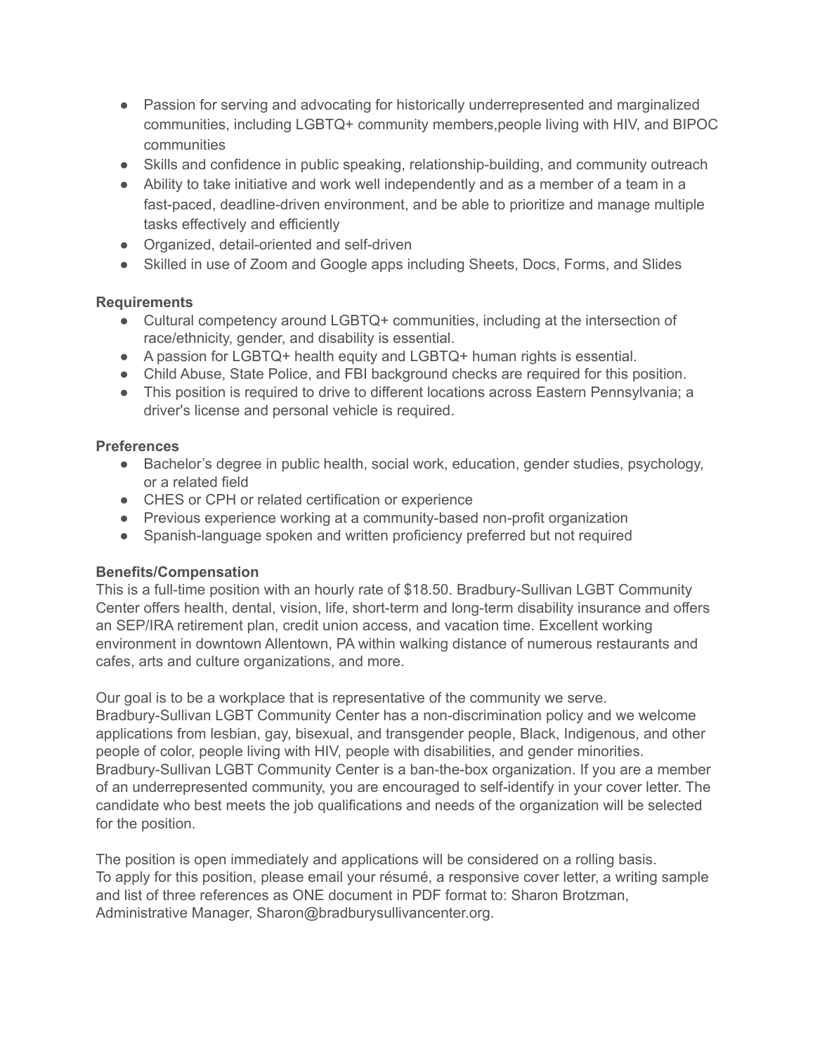- Passion for serving and advocating for historically underrepresented and marginalized communities, including LGBTQ+ community members,people living with HIV, and BIPOC communities
- Skills and confidence in public speaking, relationship-building, and community outreach
- Ability to take initiative and work well independently and as a member of a team in a fast-paced, deadline-driven environment, and be able to prioritize and manage multiple tasks effectively and efficiently
- Organized, detail-oriented and self-driven
- Skilled in use of Zoom and Google apps including Sheets, Docs, Forms, and Slides

**Requirements**

- Cultural competency around LGBTQ+ communities, including at the intersection of race/ethnicity, gender, and disability is essential.
- A passion for LGBTQ+ health equity and LGBTQ+ human rights is essential.
- Child Abuse, State Police, and FBI background checks are required for this position.
- This position is required to drive to different locations across Eastern Pennsylvania; a driver's license and personal vehicle is required.

**Preferences**

- Bachelor's degree in public health, social work, education, gender studies, psychology, or a related field
- CHES or CPH or related certification or experience
- Previous experience working at a community-based non-profit organization
- Spanish-language spoken and written proficiency preferred but not required

**Benefits/Compensation**

This is a full-time position with an hourly rate of $18.50. Bradbury-Sullivan LGBT Community Center offers health, dental, vision, life, short-term and long-term disability insurance and offers an SEP/IRA retirement plan, credit union access, and vacation time. Excellent working environment in downtown Allentown, PA within walking distance of numerous restaurants and cafes, arts and culture organizations, and more.

Our goal is to be a workplace that is representative of the community we serve. Bradbury-Sullivan LGBT Community Center has a non-discrimination policy and we welcome applications from lesbian, gay, bisexual, and transgender people, Black, Indigenous, and other people of color, people living with HIV, people with disabilities, and gender minorities. Bradbury-Sullivan LGBT Community Center is a ban-the-box organization. If you are a member of an underrepresented community, you are encouraged to self-identify in your cover letter. The candidate who best meets the job qualifications and needs of the organization will be selected for the position.

The position is open immediately and applications will be considered on a rolling basis. To apply for this position, please email your résumé, a responsive cover letter, a writing sample and list of three references as ONE document in PDF format to: Sharon Brotzman, Administrative Manager, Sharon@bradburysullivancenter.org.